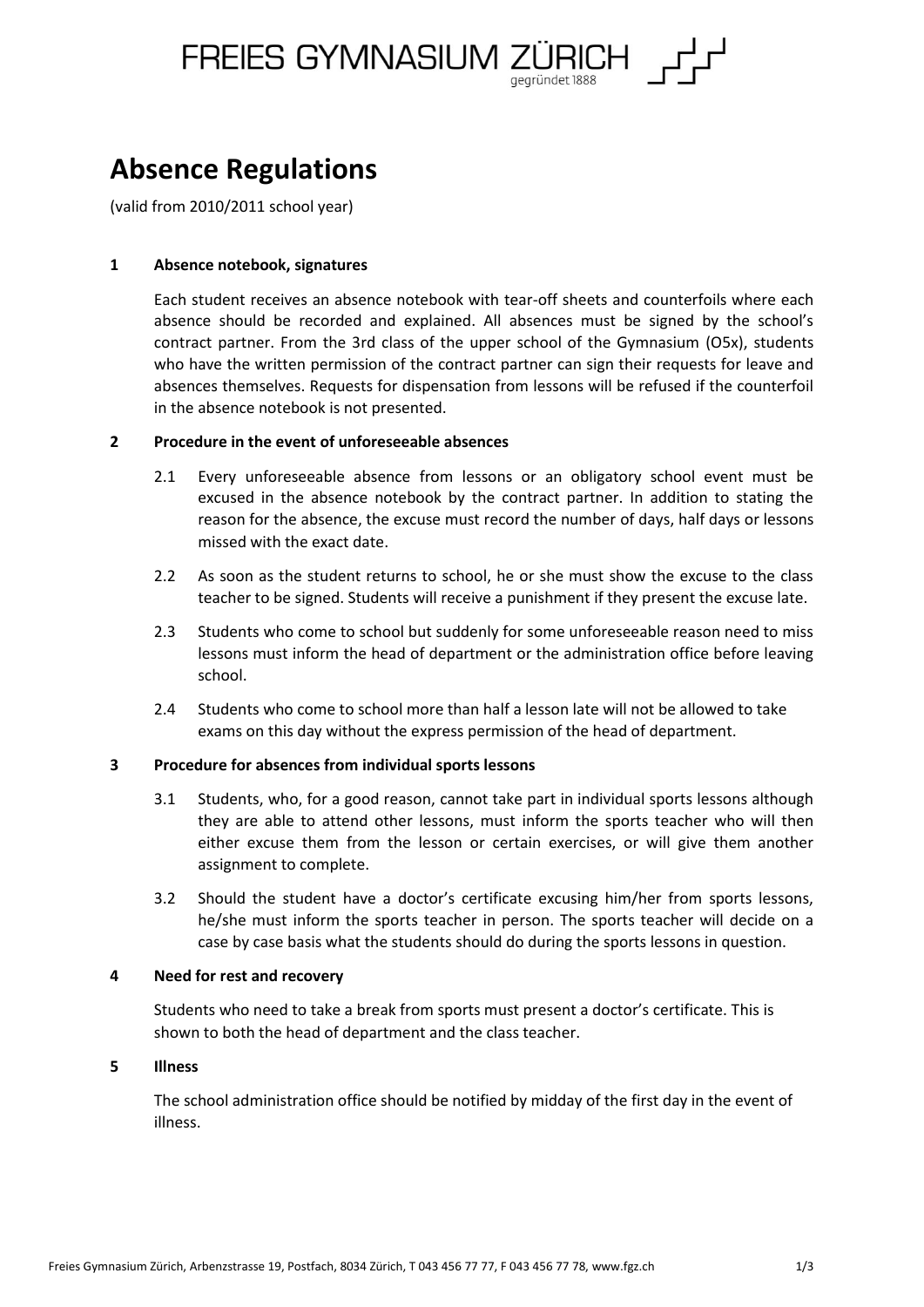FREIES GYMNASIUM ZÜRICH
gegründet 1888

# Absence Regulations

(valid from 2010/2011 school year)

## 1 Absence notebook, signatures

Each student receives an absence notebook with tear-off sheets and counterfoils where each absence should be recorded and explained. All absences must be signed by the school's contract partner. From the 3rd class of the upper school of the Gymnasium (O5x), students who have the written permission of the contract partner can sign their requests for leave and absences themselves. Requests for dispensation from lessons will be refused if the counterfoil in the absence notebook is not presented.

## 2 Procedure in the event of unforeseeable absences

2.1 Every unforeseeable absence from lessons or an obligatory school event must be excused in the absence notebook by the contract partner. In addition to stating the reason for the absence, the excuse must record the number of days, half days or lessons missed with the exact date.

2.2 As soon as the student returns to school, he or she must show the excuse to the class teacher to be signed. Students will receive a punishment if they present the excuse late.

2.3 Students who come to school but suddenly for some unforeseeable reason need to miss lessons must inform the head of department or the administration office before leaving school.

2.4 Students who come to school more than half a lesson late will not be allowed to take exams on this day without the express permission of the head of department.

## 3 Procedure for absences from individual sports lessons

3.1 Students, who, for a good reason, cannot take part in individual sports lessons although they are able to attend other lessons, must inform the sports teacher who will then either excuse them from the lesson or certain exercises, or will give them another assignment to complete.

3.2 Should the student have a doctor's certificate excusing him/her from sports lessons, he/she must inform the sports teacher in person. The sports teacher will decide on a case by case basis what the students should do during the sports lessons in question.

## 4 Need for rest and recovery

Students who need to take a break from sports must present a doctor's certificate. This is shown to both the head of department and the class teacher.

## 5 Illness

The school administration office should be notified by midday of the first day in the event of illness.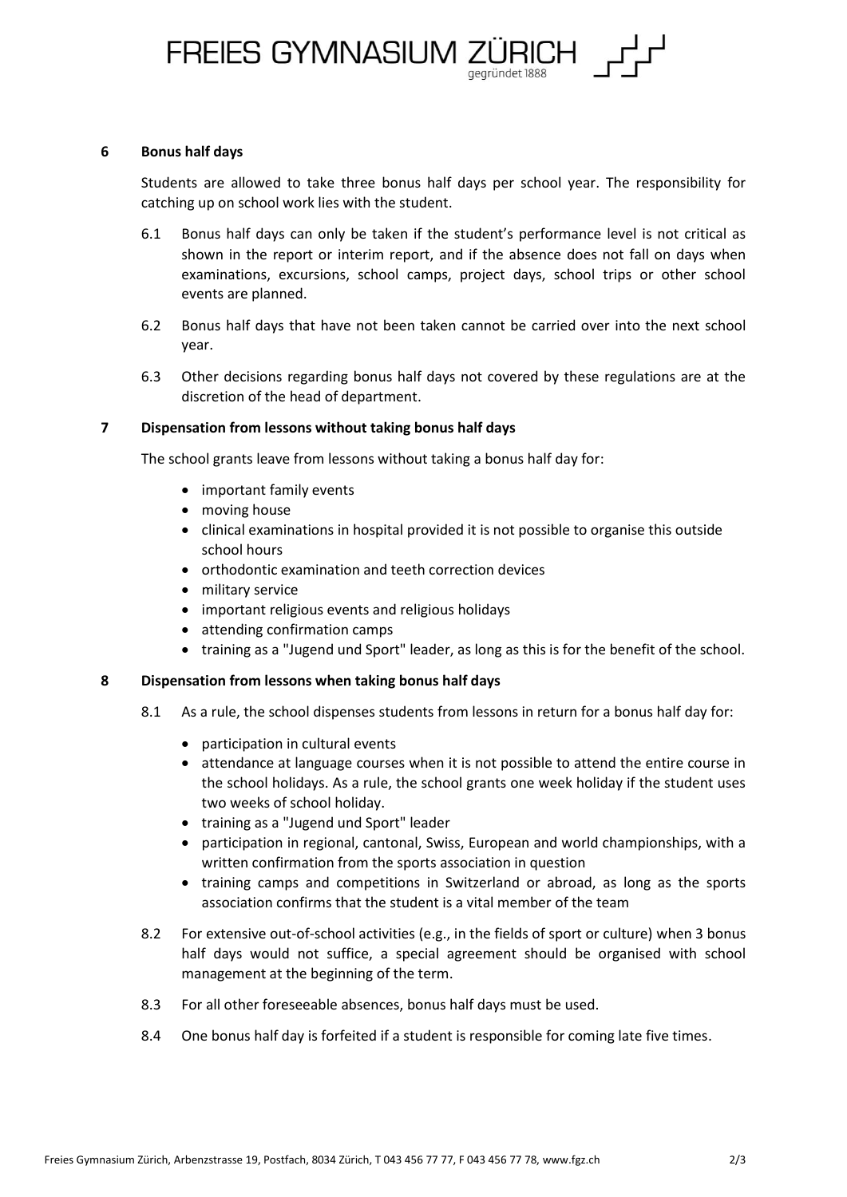## 6 Bonus half days

Students are allowed to take three bonus half days per school year. The responsibility for catching up on school work lies with the student.

6.1 Bonus half days can only be taken if the student's performance level is not critical as shown in the report or interim report, and if the absence does not fall on days when examinations, excursions, school camps, project days, school trips or other school events are planned.

6.2 Bonus half days that have not been taken cannot be carried over into the next school year.

6.3 Other decisions regarding bonus half days not covered by these regulations are at the discretion of the head of department.

## 7 Dispensation from lessons without taking bonus half days

The school grants leave from lessons without taking a bonus half day for:

- important family events
- moving house
- clinical examinations in hospital provided it is not possible to organise this outside school hours
- orthodontic examination and teeth correction devices
- military service
- important religious events and religious holidays
- attending confirmation camps
- training as a "Jugend und Sport" leader, as long as this is for the benefit of the school.

## 8 Dispensation from lessons when taking bonus half days

8.1 As a rule, the school dispenses students from lessons in return for a bonus half day for:

- participation in cultural events
- attendance at language courses when it is not possible to attend the entire course in the school holidays. As a rule, the school grants one week holiday if the student uses two weeks of school holiday.
- training as a "Jugend und Sport" leader
- participation in regional, cantonal, Swiss, European and world championships, with a written confirmation from the sports association in question
- training camps and competitions in Switzerland or abroad, as long as the sports association confirms that the student is a vital member of the team

8.2 For extensive out-of-school activities (e.g., in the fields of sport or culture) when 3 bonus half days would not suffice, a special agreement should be organised with school management at the beginning of the term.

8.3 For all other foreseeable absences, bonus half days must be used.

8.4 One bonus half day is forfeited if a student is responsible for coming late five times.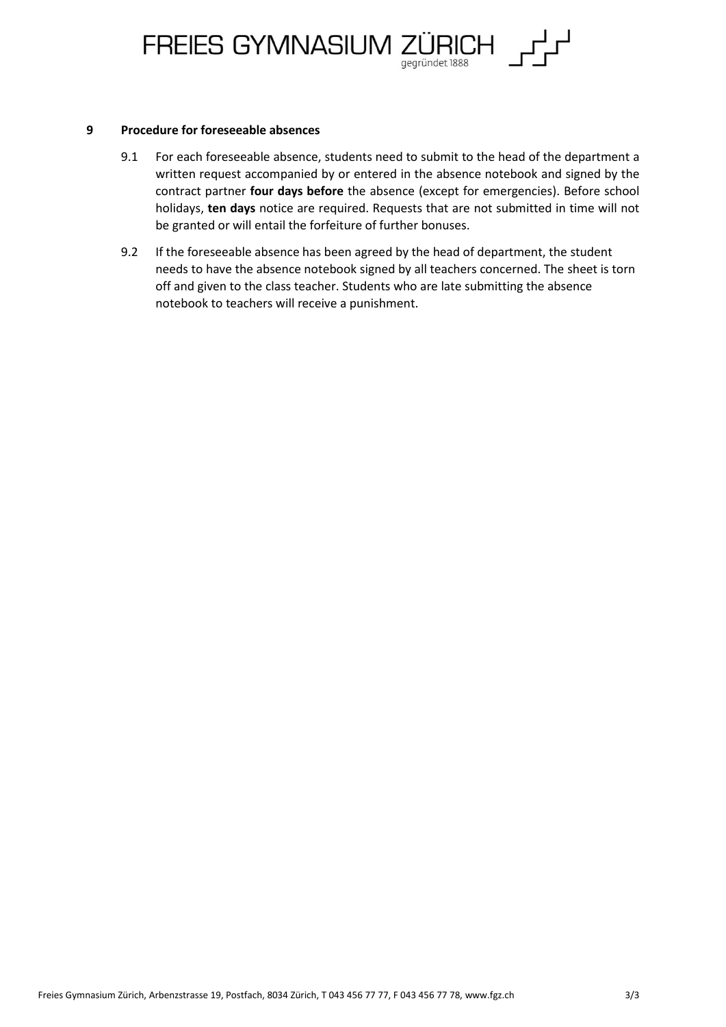## 9 Procedure for foreseeable absences

9.1 For each foreseeable absence, students need to submit to the head of the department a written request accompanied by or entered in the absence notebook and signed by the contract partner **four days before** the absence (except for emergencies). Before school holidays, **ten days** notice are required. Requests that are not submitted in time will not be granted or will entail the forfeiture of further bonuses.

9.2 If the foreseeable absence has been agreed by the head of department, the student needs to have the absence notebook signed by all teachers concerned. The sheet is torn off and given to the class teacher. Students who are late submitting the absence notebook to teachers will receive a punishment.